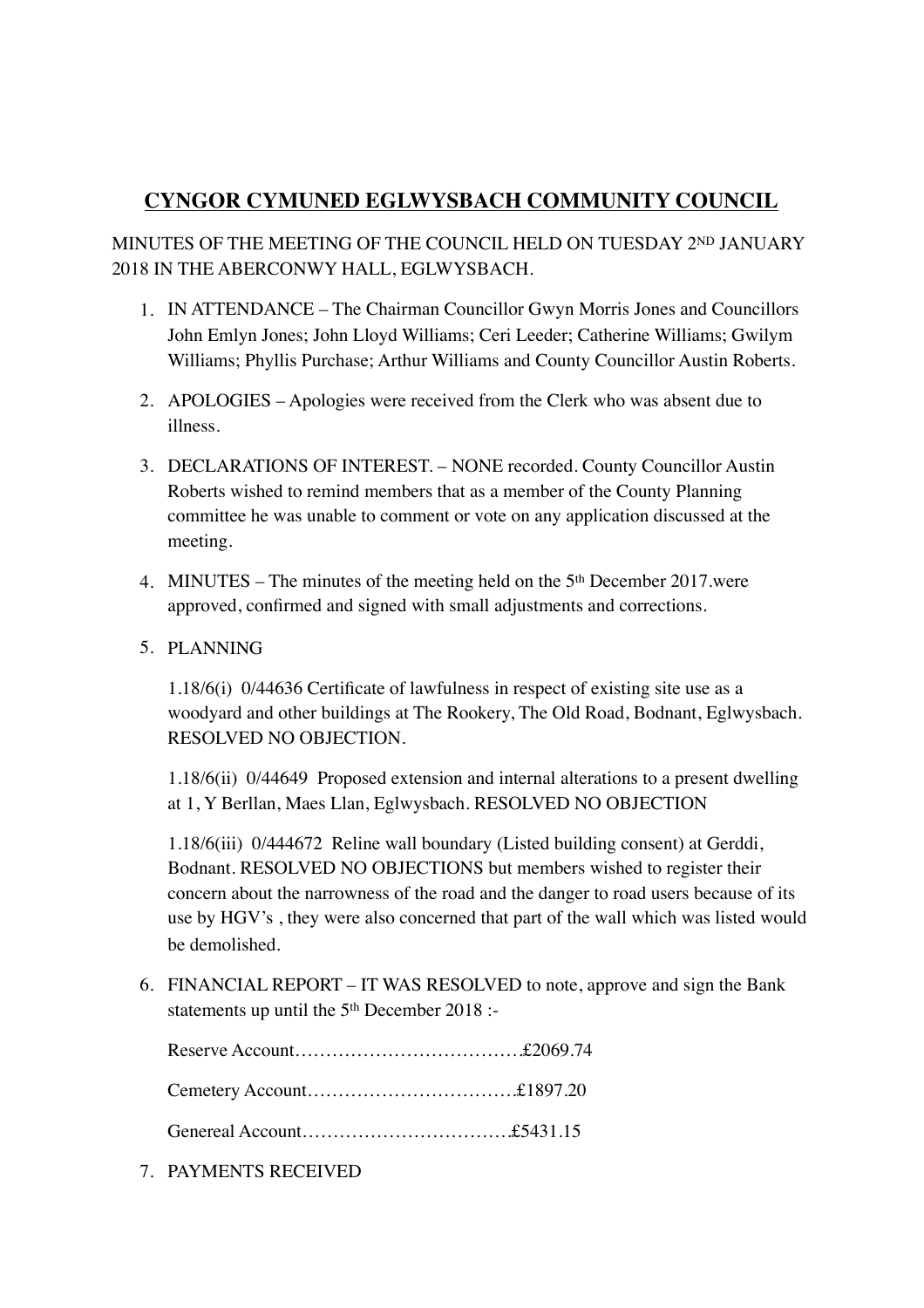# CYNGOR CYMUNED EGLWYSBACH COMMUNITY COUNCIL

MINUTES OF THE MEETING OF THE COUNCIL HELD ON TUESDAY 2ND JANUARY 2018 IN THE ABERCONWY HALL, EGLWYSBACH.

1. IN ATTENDANCE – The Chairman Councillor Gwyn Morris Jones and Councillors John Emlyn Jones; John Lloyd Williams; Ceri Leeder; Catherine Williams; Gwilym Williams; Phyllis Purchase; Arthur Williams and County Councillor Austin Roberts.

2. APOLOGIES – Apologies were received from the Clerk who was absent due to illness.

3. DECLARATIONS OF INTEREST. – NONE recorded. County Councillor Austin Roberts wished to remind members that as a member of the County Planning committee he was unable to comment or vote on any application discussed at the meeting.

4. MINUTES – The minutes of the meeting held on the 5th December 2017.were approved, confirmed and signed with small adjustments and corrections.

5. PLANNING

   1.18/6(i) 0/44636 Certificate of lawfulness in respect of existing site use as a woodyard and other buildings at The Rookery, The Old Road, Bodnant, Eglwysbach. RESOLVED NO OBJECTION.

   1.18/6(ii) 0/44649 Proposed extension and internal alterations to a present dwelling at 1, Y Berllan, Maes Llan, Eglwysbach. RESOLVED NO OBJECTION

   1.18/6(iii) 0/444672 Reline wall boundary (Listed building consent) at Gerddi, Bodnant. RESOLVED NO OBJECTIONS but members wished to register their concern about the narrowness of the road and the danger to road users because of its use by HGV's , they were also concerned that part of the wall which was listed would be demolished.

6. FINANCIAL REPORT – IT WAS RESOLVED to note, approve and sign the Bank statements up until the 5th December 2018 :-

   Reserve Account……………………………….£2069.74

   Cemetery Account…………………………….£1897.20

   Genereal Account…………………………….£5431.15

7. PAYMENTS RECEIVED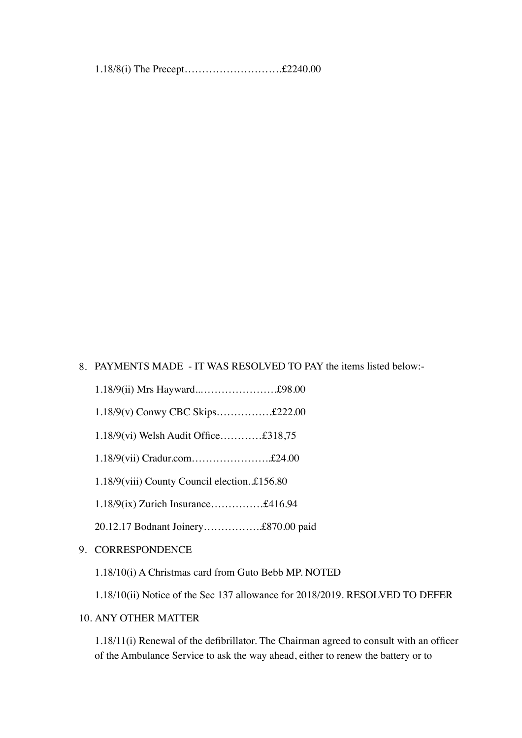1.18/8(i) The Precept……………………….£2240.00

8. PAYMENTS MADE - IT WAS RESOLVED TO PAY the items listed below:-

   1.18/9(ii) Mrs Hayward...………………….£98.00

   1.18/9(v) Conwy CBC Skips…………….£222.00

   1.18/9(vi) Welsh Audit Office…………£318,75

   1.18/9(vii) Cradur.com…………………..£24.00

   1.18/9(viii) County Council election..£156.80

   1.18/9(ix) Zurich Insurance……………£416.94

   20.12.17 Bodnant Joinery……………..£870.00 paid

9. CORRESPONDENCE

   1.18/10(i) A Christmas card from Guto Bebb MP. NOTED

   1.18/10(ii) Notice of the Sec 137 allowance for 2018/2019. RESOLVED TO DEFER

10. ANY OTHER MATTER

    1.18/11(i) Renewal of the defibrillator. The Chairman agreed to consult with an officer of the Ambulance Service to ask the way ahead, either to renew the battery or to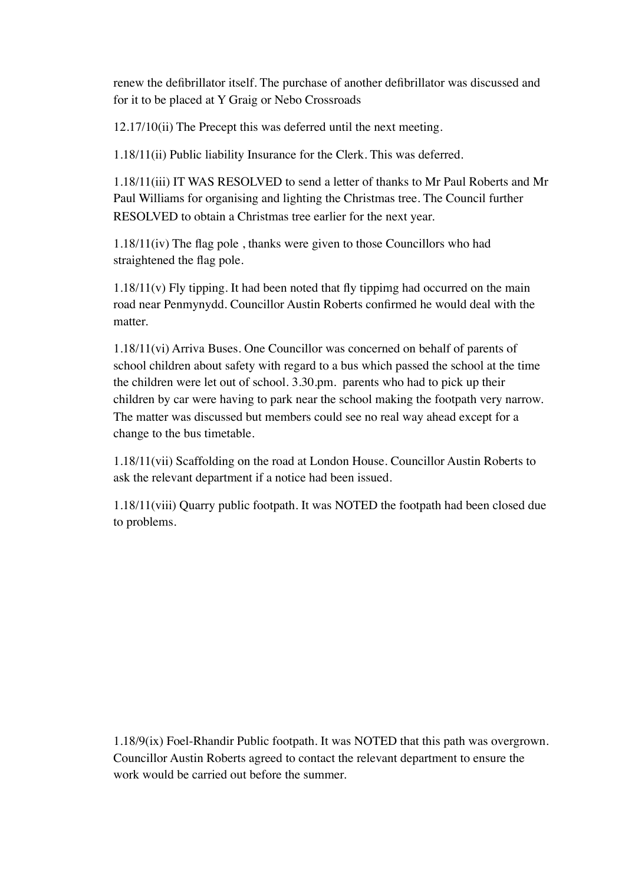renew the defibrillator itself. The purchase of another defibrillator was discussed and for it to be placed at Y Graig or Nebo Crossroads

12.17/10(ii) The Precept this was deferred until the next meeting.

1.18/11(ii) Public liability Insurance for the Clerk. This was deferred.

1.18/11(iii) IT WAS RESOLVED to send a letter of thanks to Mr Paul Roberts and Mr Paul Williams for organising and lighting the Christmas tree. The Council further RESOLVED to obtain a Christmas tree earlier for the next year.

1.18/11(iv) The flag pole , thanks were given to those Councillors who had straightened the flag pole.

1.18/11(v) Fly tipping. It had been noted that fly tippimg had occurred on the main road near Penmynydd. Councillor Austin Roberts confirmed he would deal with the matter.

1.18/11(vi) Arriva Buses. One Councillor was concerned on behalf of parents of school children about safety with regard to a bus which passed the school at the time the children were let out of school. 3.30.pm. parents who had to pick up their children by car were having to park near the school making the footpath very narrow. The matter was discussed but members could see no real way ahead except for a change to the bus timetable.

1.18/11(vii) Scaffolding on the road at London House. Councillor Austin Roberts to ask the relevant department if a notice had been issued.

1.18/11(viii) Quarry public footpath. It was NOTED the footpath had been closed due to problems.

1.18/9(ix) Foel-Rhandir Public footpath. It was NOTED that this path was overgrown. Councillor Austin Roberts agreed to contact the relevant department to ensure the work would be carried out before the summer.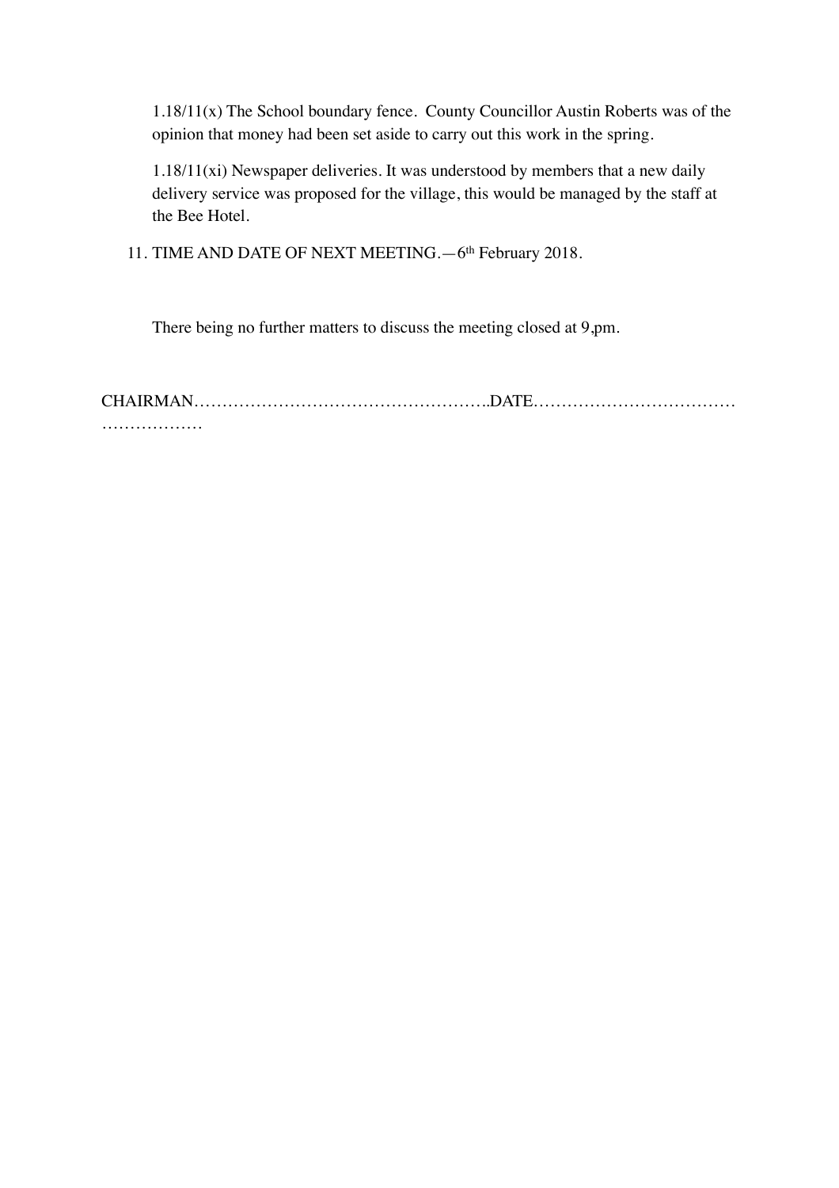1.18/11(x) The School boundary fence. County Councillor Austin Roberts was of the opinion that money had been set aside to carry out this work in the spring.

1.18/11(xi) Newspaper deliveries. It was understood by members that a new daily delivery service was proposed for the village, this would be managed by the staff at the Bee Hotel.

11. TIME AND DATE OF NEXT MEETING.—6th February 2018.

There being no further matters to discuss the meeting closed at 9,pm.

CHAIRMAN……………………………………………..DATE………………………………………………